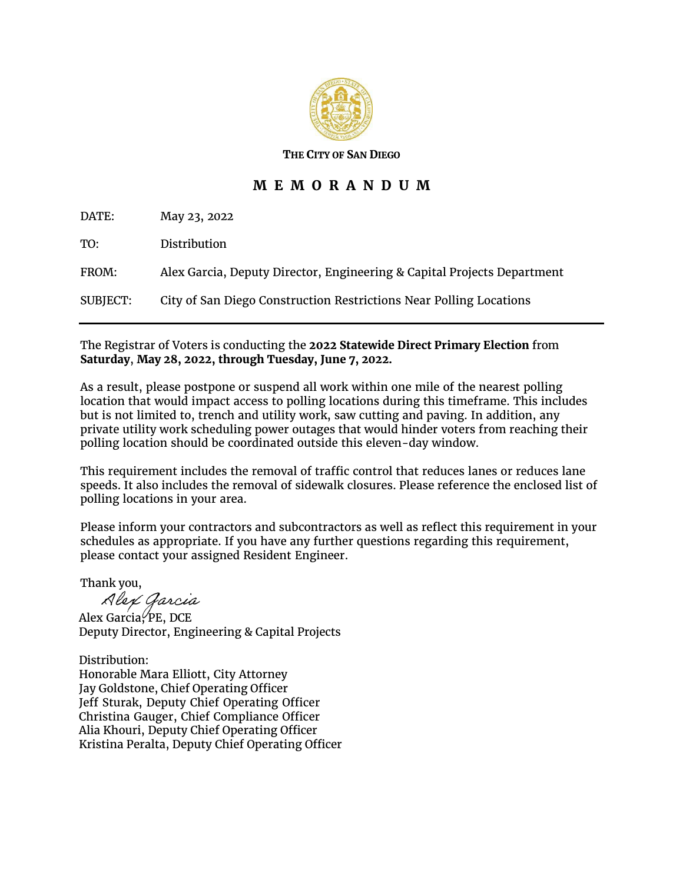**THE CITY OF SAN DIEGO**

# M E M O R A N D U M

DATE: May 23, 2022

TO: Distribution

FROM: Alex Garcia, Deputy Director, Engineering & Capital Projects Department

SUBJECT: City of San Diego Construction Restrictions Near Polling Locations

---

The Registrar of Voters is conducting the **2022 Statewide Direct Primary Election** from **Saturday**, **May 28, 2022, through Tuesday, June 7, 2022.**

As a result, please postpone or suspend all work within one mile of the nearest polling location that would impact access to polling locations during this timeframe. This includes but is not limited to, trench and utility work, saw cutting and paving. In addition, any private utility work scheduling power outages that would hinder voters from reaching their polling location should be coordinated outside this eleven-day window.

This requirement includes the removal of traffic control that reduces lanes or reduces lane speeds. It also includes the removal of sidewalk closures. Please reference the enclosed list of polling locations in your area.

Please inform your contractors and subcontractors as well as reflect this requirement in your schedules as appropriate. If you have any further questions regarding this requirement, please contact your assigned Resident Engineer.

Thank you,

Alex Garcia

Alex Garcia, PE, DCE
Deputy Director, Engineering & Capital Projects

Distribution:
Honorable Mara Elliott, City Attorney
Jay Goldstone, Chief Operating Officer
Jeff Sturak, Deputy Chief Operating Officer
Christina Gauger, Chief Compliance Officer
Alia Khouri, Deputy Chief Operating Officer
Kristina Peralta, Deputy Chief Operating Officer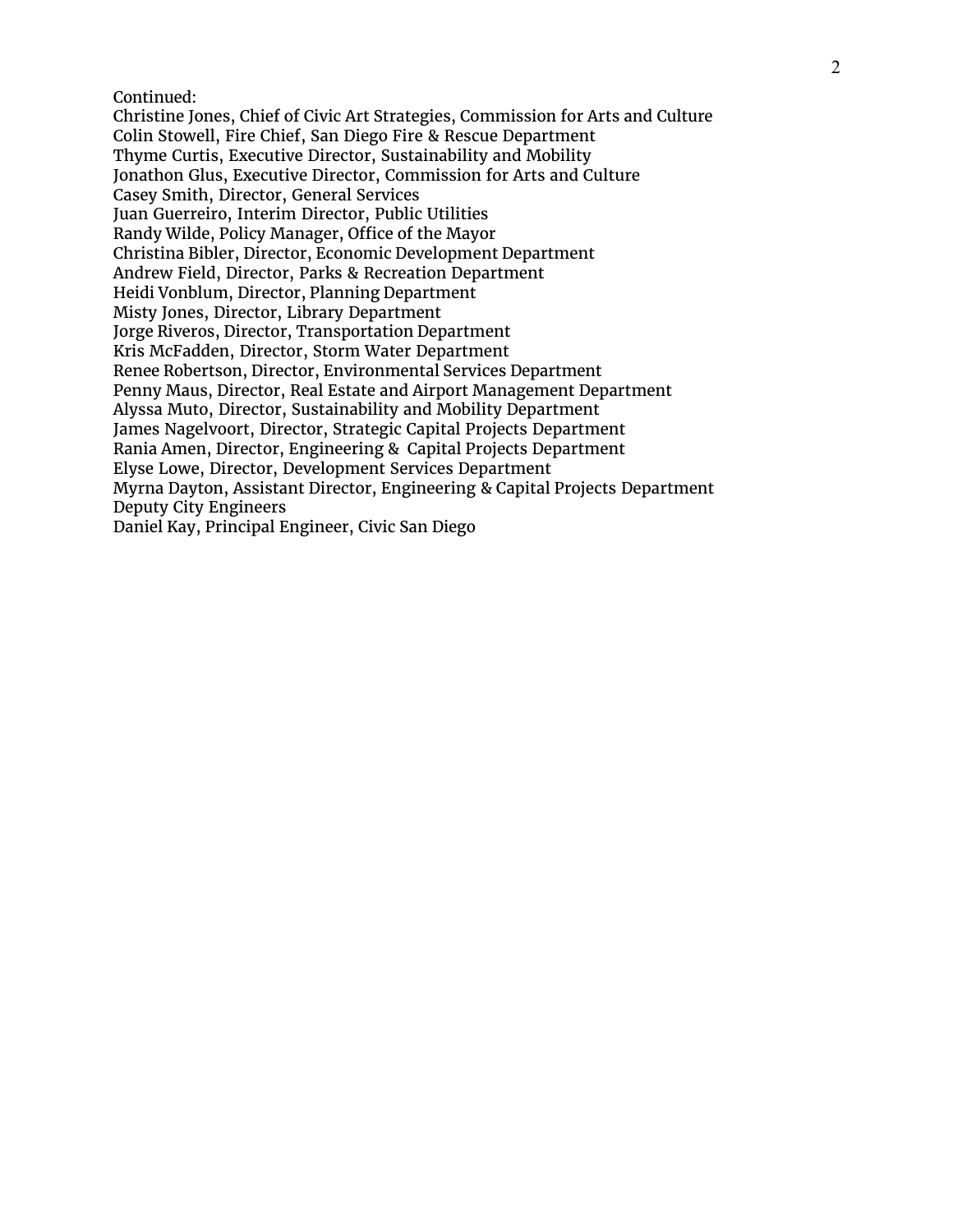Continued:
Christine Jones, Chief of Civic Art Strategies, Commission for Arts and Culture
Colin Stowell, Fire Chief, San Diego Fire & Rescue Department
Thyme Curtis, Executive Director, Sustainability and Mobility
Jonathon Glus, Executive Director, Commission for Arts and Culture
Casey Smith, Director, General Services
Juan Guerreiro, Interim Director, Public Utilities
Randy Wilde, Policy Manager, Office of the Mayor
Christina Bibler, Director, Economic Development Department
Andrew Field, Director, Parks & Recreation Department
Heidi Vonblum, Director, Planning Department
Misty Jones, Director, Library Department
Jorge Riveros, Director, Transportation Department
Kris McFadden, Director, Storm Water Department
Renee Robertson, Director, Environmental Services Department
Penny Maus, Director, Real Estate and Airport Management Department
Alyssa Muto, Director, Sustainability and Mobility Department
James Nagelvoort, Director, Strategic Capital Projects Department
Rania Amen, Director, Engineering & Capital Projects Department
Elyse Lowe, Director, Development Services Department
Myrna Dayton, Assistant Director, Engineering & Capital Projects Department
Deputy City Engineers
Daniel Kay, Principal Engineer, Civic San Diego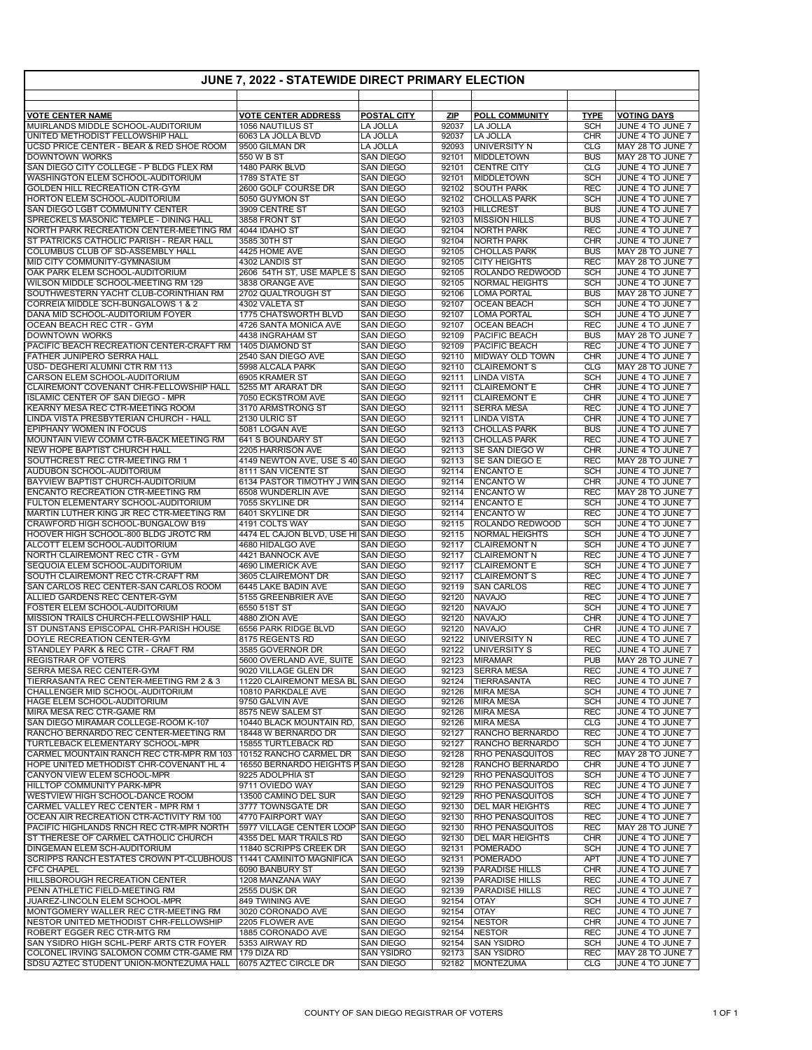# JUNE 7, 2022 - STATEWIDE DIRECT PRIMARY ELECTION

| VOTE CENTER NAME | VOTE CENTER ADDRESS | POSTAL CITY | ZIP | POLL COMMUNITY | TYPE | VOTING DAYS |
|---|---|---|---|---|---|---|
| MUIRLANDS MIDDLE SCHOOL-AUDITORIUM | 1056 NAUTILUS ST | LA JOLLA | 92037 | LA JOLLA | SCH | JUNE 4 TO JUNE 7 |
| UNITED METHODIST FELLOWSHIP HALL | 6063 LA JOLLA BLVD | LA JOLLA | 92037 | LA JOLLA | CHR | JUNE 4 TO JUNE 7 |
| UCSD PRICE CENTER - BEAR & RED SHOE ROOM | 9500 GILMAN DR | LA JOLLA | 92093 | UNIVERSITY N | CLG | MAY 28 TO JUNE 7 |
| DOWNTOWN WORKS | 550 W B ST | SAN DIEGO | 92101 | MIDDLETOWN | BUS | MAY 28 TO JUNE 7 |
| SAN DIEGO CITY COLLEGE - P BLDG FLEX RM | 1480 PARK BLVD | SAN DIEGO | 92101 | CENTRE CITY | CLG | JUNE 4 TO JUNE 7 |
| WASHINGTON ELEM SCHOOL-AUDITORIUM | 1789 STATE ST | SAN DIEGO | 92101 | MIDDLETOWN | SCH | JUNE 4 TO JUNE 7 |
| GOLDEN HILL RECREATION CTR-GYM | 2600 GOLF COURSE DR | SAN DIEGO | 92102 | SOUTH PARK | REC | JUNE 4 TO JUNE 7 |
| HORTON ELEM SCHOOL-AUDITORIUM | 5050 GUYMON ST | SAN DIEGO | 92102 | CHOLLAS PARK | SCH | JUNE 4 TO JUNE 7 |
| SAN DIEGO LGBT COMMUNITY CENTER | 3909 CENTRE ST | SAN DIEGO | 92103 | HILLCREST | BUS | JUNE 4 TO JUNE 7 |
| SPRECKELS MASONIC TEMPLE - DINING HALL | 3858 FRONT ST | SAN DIEGO | 92103 | MISSION HILLS | BUS | JUNE 4 TO JUNE 7 |
| NORTH PARK RECREATION CENTER-MEETING RM | 4044 IDAHO ST | SAN DIEGO | 92104 | NORTH PARK | REC | JUNE 4 TO JUNE 7 |
| ST PATRICKS CATHOLIC PARISH - REAR HALL | 3585 30TH ST | SAN DIEGO | 92104 | NORTH PARK | CHR | JUNE 4 TO JUNE 7 |
| COLUMBUS CLUB OF SD-ASSEMBLY HALL | 4425 HOME AVE | SAN DIEGO | 92105 | CHOLLAS PARK | BUS | MAY 28 TO JUNE 7 |
| MID CITY COMMUNITY-GYMNASIUM | 4302 LANDIS ST | SAN DIEGO | 92105 | CITY HEIGHTS | REC | MAY 28 TO JUNE 7 |
| OAK PARK ELEM SCHOOL-AUDITORIUM | 2606 54TH ST, USE MAPLE S | SAN DIEGO | 92105 | ROLANDO REDWOOD | SCH | JUNE 4 TO JUNE 7 |
| WILSON MIDDLE SCHOOL-MEETING RM 129 | 3838 ORANGE AVE | SAN DIEGO | 92105 | NORMAL HEIGHTS | SCH | JUNE 4 TO JUNE 7 |
| SOUTHWESTERN YACHT CLUB-CORINTHIAN RM | 2702 QUALTROUGH ST | SAN DIEGO | 92106 | LOMA PORTAL | BUS | MAY 28 TO JUNE 7 |
| CORREIA MIDDLE SCH-BUNGALOWS 1 & 2 | 4302 VALETA ST | SAN DIEGO | 92107 | OCEAN BEACH | SCH | JUNE 4 TO JUNE 7 |
| DANA MID SCHOOL-AUDITORIUM FOYER | 1775 CHATSWORTH BLVD | SAN DIEGO | 92107 | LOMA PORTAL | SCH | JUNE 4 TO JUNE 7 |
| OCEAN BEACH REC CTR - GYM | 4726 SANTA MONICA AVE | SAN DIEGO | 92107 | OCEAN BEACH | REC | JUNE 4 TO JUNE 7 |
| DOWNTOWN WORKS | 4438 INGRAHAM ST | SAN DIEGO | 92109 | PACIFIC BEACH | BUS | MAY 28 TO JUNE 7 |
| PACIFIC BEACH RECREATION CENTER-CRAFT RM | 1405 DIAMOND ST | SAN DIEGO | 92109 | PACIFIC BEACH | REC | JUNE 4 TO JUNE 7 |
| FATHER JUNIPERO SERRA HALL | 2540 SAN DIEGO AVE | SAN DIEGO | 92110 | MIDWAY OLD TOWN | CHR | JUNE 4 TO JUNE 7 |
| USD- DEGHERI ALUMNI CTR RM 113 | 5998 ALCALA PARK | SAN DIEGO | 92110 | CLAIREMONT S | CLG | MAY 28 TO JUNE 7 |
| CARSON ELEM SCHOOL-AUDITORIUM | 6905 KRAMER ST | SAN DIEGO | 92111 | LINDA VISTA | SCH | JUNE 4 TO JUNE 7 |
| CLAIREMONT COVENANT CHR-FELLOWSHIP HALL | 5255 MT ARARAT DR | SAN DIEGO | 92111 | CLAIREMONT E | CHR | JUNE 4 TO JUNE 7 |
| ISLAMIC CENTER OF SAN DIEGO - MPR | 7050 ECKSTROM AVE | SAN DIEGO | 92111 | CLAIREMONT E | CHR | JUNE 4 TO JUNE 7 |
| KEARNY MESA REC CTR-MEETING ROOM | 3170 ARMSTRONG ST | SAN DIEGO | 92111 | SERRA MESA | REC | JUNE 4 TO JUNE 7 |
| LINDA VISTA PRESBYTERIAN CHURCH - HALL | 2130 ULRIC ST | SAN DIEGO | 92111 | LINDA VISTA | CHR | JUNE 4 TO JUNE 7 |
| EPIPHANY WOMEN IN FOCUS | 5081 LOGAN AVE | SAN DIEGO | 92113 | CHOLLAS PARK | BUS | JUNE 4 TO JUNE 7 |
| MOUNTAIN VIEW COMM CTR-BACK MEETING RM | 641 S BOUNDARY ST | SAN DIEGO | 92113 | CHOLLAS PARK | REC | JUNE 4 TO JUNE 7 |
| NEW HOPE BAPTIST CHURCH HALL | 2205 HARRISON AVE | SAN DIEGO | 92113 | SE SAN DIEGO W | CHR | JUNE 4 TO JUNE 7 |
| SOUTHCREST REC CTR-MEETING RM 1 | 4149 NEWTON AVE, USE S 40 | SAN DIEGO | 92113 | SE SAN DIEGO E | REC | MAY 28 TO JUNE 7 |
| AUDUBON SCHOOL-AUDITORIUM | 8111 SAN VICENTE ST | SAN DIEGO | 92114 | ENCANTO E | SCH | JUNE 4 TO JUNE 7 |
| BAYVIEW BAPTIST CHURCH-AUDITORIUM | 6134 PASTOR TIMOTHY J WIN | SAN DIEGO | 92114 | ENCANTO W | CHR | JUNE 4 TO JUNE 7 |
| ENCANTO RECREATION CTR-MEETING RM | 6508 WUNDERLIN AVE | SAN DIEGO | 92114 | ENCANTO W | REC | MAY 28 TO JUNE 7 |
| FULTON ELEMENTARY SCHOOL-AUDITORIUM | 7055 SKYLINE DR | SAN DIEGO | 92114 | ENCANTO E | SCH | JUNE 4 TO JUNE 7 |
| MARTIN LUTHER KING JR REC CTR-MEETING RM | 6401 SKYLINE DR | SAN DIEGO | 92114 | ENCANTO W | REC | JUNE 4 TO JUNE 7 |
| CRAWFORD HIGH SCHOOL-BUNGALOW B19 | 4191 COLTS WAY | SAN DIEGO | 92115 | ROLANDO REDWOOD | SCH | JUNE 4 TO JUNE 7 |
| HOOVER HIGH SCHOOL-800 BLDG JROTC RM | 4474 EL CAJON BLVD, USE HI | SAN DIEGO | 92115 | NORMAL HEIGHTS | SCH | JUNE 4 TO JUNE 7 |
| ALCOTT ELEM SCHOOL-AUDITORIUM | 4680 HIDALGO AVE | SAN DIEGO | 92117 | CLAIREMONT N | SCH | JUNE 4 TO JUNE 7 |
| NORTH CLAIREMONT REC CTR - GYM | 4421 BANNOCK AVE | SAN DIEGO | 92117 | CLAIREMONT N | REC | JUNE 4 TO JUNE 7 |
| SEQUOIA ELEM SCHOOL-AUDITORIUM | 4690 LIMERICK AVE | SAN DIEGO | 92117 | CLAIREMONT E | SCH | JUNE 4 TO JUNE 7 |
| SOUTH CLAIREMONT REC CTR-CRAFT RM | 3605 CLAIREMONT DR | SAN DIEGO | 92117 | CLAIREMONT S | REC | JUNE 4 TO JUNE 7 |
| SAN CARLOS REC CENTER-SAN CARLOS ROOM | 6445 LAKE BADIN AVE | SAN DIEGO | 92119 | SAN CARLOS | REC | JUNE 4 TO JUNE 7 |
| ALLIED GARDENS REC CENTER-GYM | 5155 GREENBRIER AVE | SAN DIEGO | 92120 | NAVAJO | REC | JUNE 4 TO JUNE 7 |
| FOSTER ELEM SCHOOL-AUDITORIUM | 6550 51ST ST | SAN DIEGO | 92120 | NAVAJO | SCH | JUNE 4 TO JUNE 7 |
| MISSION TRAILS CHURCH-FELLOWSHIP HALL | 4880 ZION AVE | SAN DIEGO | 92120 | NAVAJO | CHR | JUNE 4 TO JUNE 7 |
| ST DUNSTANS EPISCOPAL CHR-PARISH HOUSE | 6556 PARK RIDGE BLVD | SAN DIEGO | 92120 | NAVAJO | CHR | JUNE 4 TO JUNE 7 |
| DOYLE RECREATION CENTER-GYM | 8175 REGENTS RD | SAN DIEGO | 92122 | UNIVERSITY N | REC | JUNE 4 TO JUNE 7 |
| STANDLEY PARK & REC CTR - CRAFT RM | 3585 GOVERNOR DR | SAN DIEGO | 92122 | UNIVERSITY S | REC | JUNE 4 TO JUNE 7 |
| REGISTRAR OF VOTERS | 5600 OVERLAND AVE, SUITE | SAN DIEGO | 92123 | MIRAMAR | PUB | MAY 28 TO JUNE 7 |
| SERRA MESA REC CENTER-GYM | 9020 VILLAGE GLEN DR | SAN DIEGO | 92123 | SERRA MESA | REC | JUNE 4 TO JUNE 7 |
| TIERRASANTA REC CENTER-MEETING RM 2 & 3 | 11220 CLAIREMONT MESA BL | SAN DIEGO | 92124 | TIERRASANTA | REC | JUNE 4 TO JUNE 7 |
| CHALLENGER MID SCHOOL-AUDITORIUM | 10810 PARKDALE AVE | SAN DIEGO | 92126 | MIRA MESA | SCH | JUNE 4 TO JUNE 7 |
| HAGE ELEM SCHOOL-AUDITORIUM | 9750 GALVIN AVE | SAN DIEGO | 92126 | MIRA MESA | SCH | JUNE 4 TO JUNE 7 |
| MIRA MESA REC CTR-GAME RM | 8575 NEW SALEM ST | SAN DIEGO | 92126 | MIRA MESA | REC | JUNE 4 TO JUNE 7 |
| SAN DIEGO MIRAMAR COLLEGE-ROOM K-107 | 10440 BLACK MOUNTAIN RD, | SAN DIEGO | 92126 | MIRA MESA | CLG | JUNE 4 TO JUNE 7 |
| RANCHO BERNARDO REC CENTER-MEETING RM | 18448 W BERNARDO DR | SAN DIEGO | 92127 | RANCHO BERNARDO | REC | JUNE 4 TO JUNE 7 |
| TURTLEBACK ELEMENTARY SCHOOL-MPR | 15855 TURTLEBACK RD | SAN DIEGO | 92127 | RANCHO BERNARDO | SCH | JUNE 4 TO JUNE 7 |
| CARMEL MOUNTAIN RANCH REC CTR-MPR RM 103 | 10152 RANCHO CARMEL DR | SAN DIEGO | 92128 | RHO PENASQUITOS | REC | MAY 28 TO JUNE 7 |
| HOPE UNITED METHODIST CHR-COVENANT HL 4 | 16550 BERNARDO HEIGHTS P | SAN DIEGO | 92128 | RANCHO BERNARDO | CHR | JUNE 4 TO JUNE 7 |
| CANYON VIEW ELEM SCHOOL-MPR | 9225 ADOLPHIA ST | SAN DIEGO | 92129 | RHO PENASQUITOS | SCH | JUNE 4 TO JUNE 7 |
| HILLTOP COMMUNITY PARK-MPR | 9711 OVIEDO WAY | SAN DIEGO | 92129 | RHO PENASQUITOS | REC | JUNE 4 TO JUNE 7 |
| WESTVIEW HIGH SCHOOL-DANCE ROOM | 13500 CAMINO DEL SUR | SAN DIEGO | 92129 | RHO PENASQUITOS | SCH | JUNE 4 TO JUNE 7 |
| CARMEL VALLEY REC CENTER - MPR RM 1 | 3777 TOWNSGATE DR | SAN DIEGO | 92130 | DEL MAR HEIGHTS | REC | JUNE 4 TO JUNE 7 |
| OCEAN AIR RECREATION CTR-ACTIVITY RM 100 | 4770 FAIRPORT WAY | SAN DIEGO | 92130 | RHO PENASQUITOS | REC | JUNE 4 TO JUNE 7 |
| PACIFIC HIGHLANDS RNCH REC CTR-MPR NORTH | 5977 VILLAGE CENTER LOOP | SAN DIEGO | 92130 | RHO PENASQUITOS | REC | MAY 28 TO JUNE 7 |
| ST THERESE OF CARMEL CATHOLIC CHURCH | 4355 DEL MAR TRAILS RD | SAN DIEGO | 92130 | DEL MAR HEIGHTS | CHR | JUNE 4 TO JUNE 7 |
| DINGEMAN ELEM SCH-AUDITORIUM | 11840 SCRIPPS CREEK DR | SAN DIEGO | 92131 | POMERADO | SCH | JUNE 4 TO JUNE 7 |
| SCRIPPS RANCH ESTATES CROWN PT-CLUBHOUS | 11441 CAMINITO MAGNIFICA | SAN DIEGO | 92131 | POMERADO | APT | JUNE 4 TO JUNE 7 |
| CFC CHAPEL | 6090 BANBURY ST | SAN DIEGO | 92139 | PARADISE HILLS | CHR | JUNE 4 TO JUNE 7 |
| HILLSBOROUGH RECREATION CENTER | 1208 MANZANA WAY | SAN DIEGO | 92139 | PARADISE HILLS | REC | JUNE 4 TO JUNE 7 |
| PENN ATHLETIC FIELD-MEETING RM | 2555 DUSK DR | SAN DIEGO | 92139 | PARADISE HILLS | REC | JUNE 4 TO JUNE 7 |
| JUAREZ-LINCOLN ELEM SCHOOL-MPR | 849 TWINING AVE | SAN DIEGO | 92154 | OTAY | SCH | JUNE 4 TO JUNE 7 |
| MONTGOMERY WALLER REC CTR-MEETING RM | 3020 CORONADO AVE | SAN DIEGO | 92154 | OTAY | REC | JUNE 4 TO JUNE 7 |
| NESTOR UNITED METHODIST CHR-FELLOWSHIP | 2205 FLOWER AVE | SAN DIEGO | 92154 | NESTOR | CHR | JUNE 4 TO JUNE 7 |
| ROBERT EGGER REC CTR-MTG RM | 1885 CORONADO AVE | SAN DIEGO | 92154 | NESTOR | REC | JUNE 4 TO JUNE 7 |
| SAN YSIDRO HIGH SCHL-PERF ARTS CTR FOYER | 5353 AIRWAY RD | SAN DIEGO | 92154 | SAN YSIDRO | SCH | JUNE 4 TO JUNE 7 |
| COLONEL IRVING SALOMON COMM CTR-GAME RM | 179 DIZA RD | SAN YSIDRO | 92173 | SAN YSIDRO | REC | MAY 28 TO JUNE 7 |
| SDSU AZTEC STUDENT UNION-MONTEZUMA HALL | 6075 AZTEC CIRCLE DR | SAN DIEGO | 92182 | MONTEZUMA | CLG | JUNE 4 TO JUNE 7 |

COUNTY OF SAN DIEGO REGISTRAR OF VOTERS